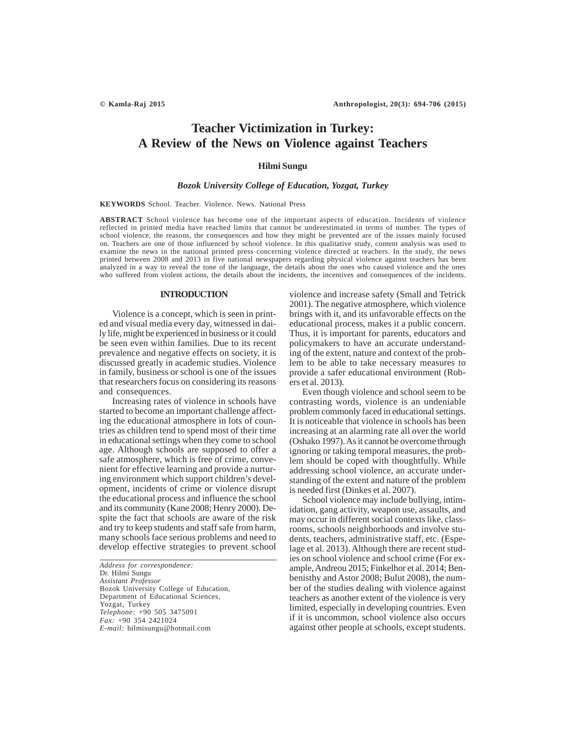# Teacher Victimization in Turkey: A Review of the News on Violence against Teachers

**Hilmi Sungu**

*Bozok University College of Education, Yozgat, Turkey*

**KEYWORDS** School. Teacher. Violence. News. National Press

**ABSTRACT** School violence has become one of the important aspects of education. Incidents of violence reflected in printed media have reached limits that cannot be underestimated in terms of number. The types of school violence, the reasons, the consequences and how they might be prevented are of the issues mainly focused on. Teachers are one of those influenced by school violence. In this qualitative study, content analysis was used to examine the news in the national printed press concerning violence directed at teachers. In the study, the news printed between 2008 and 2013 in five national newspapers regarding physical violence against teachers has been analyzed in a way to reveal the tone of the language, the details about the ones who caused violence and the ones who suffered from violent actions, the details about the incidents, the incentives and consequences of the incidents.

## INTRODUCTION

Violence is a concept, which is seen in printed and visual media every day, witnessed in daily life, might be experienced in business or it could be seen even within families. Due to its recent prevalence and negative effects on society, it is discussed greatly in academic studies. Violence in family, business or school is one of the issues that researchers focus on considering its reasons and consequences.

Increasing rates of violence in schools have started to become an important challenge affecting the educational atmosphere in lots of countries as children tend to spend most of their time in educational settings when they come to school age. Although schools are supposed to offer a safe atmosphere, which is free of crime, convenient for effective learning and provide a nurturing environment which support children's development, incidents of crime or violence disrupt the educational process and influence the school and its community (Kane 2008; Henry 2000). Despite the fact that schools are aware of the risk and try to keep students and staff safe from harm, many schools face serious problems and need to develop effective strategies to prevent school violence and increase safety (Small and Tetrick 2001). The negative atmosphere, which violence brings with it, and its unfavorable effects on the educational process, makes it a public concern. Thus, it is important for parents, educators and policymakers to have an accurate understanding of the extent, nature and context of the problem to be able to take necessary measures to provide a safer educational environment (Robers et al. 2013).

Even though violence and school seem to be contrasting words, violence is an undeniable problem commonly faced in educational settings. It is noticeable that violence in schools has been increasing at an alarming rate all over the world (Oshako 1997). As it cannot be overcome through ignoring or taking temporal measures, the problem should be coped with thoughtfully. While addressing school violence, an accurate understanding of the extent and nature of the problem is needed first (Dinkes et al. 2007).

School violence may include bullying, intimidation, gang activity, weapon use, assaults, and may occur in different social contexts like, classrooms, schools neighborhoods and involve students, teachers, administrative staff, etc. (Espelage et al. 2013). Although there are recent studies on school violence and school crime (For example, Andreou 2015; Finkelhor et al. 2014; Benbenisthy and Astor 2008; Bulut 2008), the number of the studies dealing with violence against teachers as another extent of the violence is very limited, especially in developing countries. Even if it is uncommon, school violence also occurs against other people at schools, except students.

---

*Address for correspondence:*
Dr. Hilmi Sungu
*Assistant Professor*
Bozok University College of Education,
Department of Educational Sciences,
Yozgat, Turkey
*Telephone:* +90 505 3475091
*Fax:* +90 354 2421024
*E-mail:* hilmisungu@hotmail.com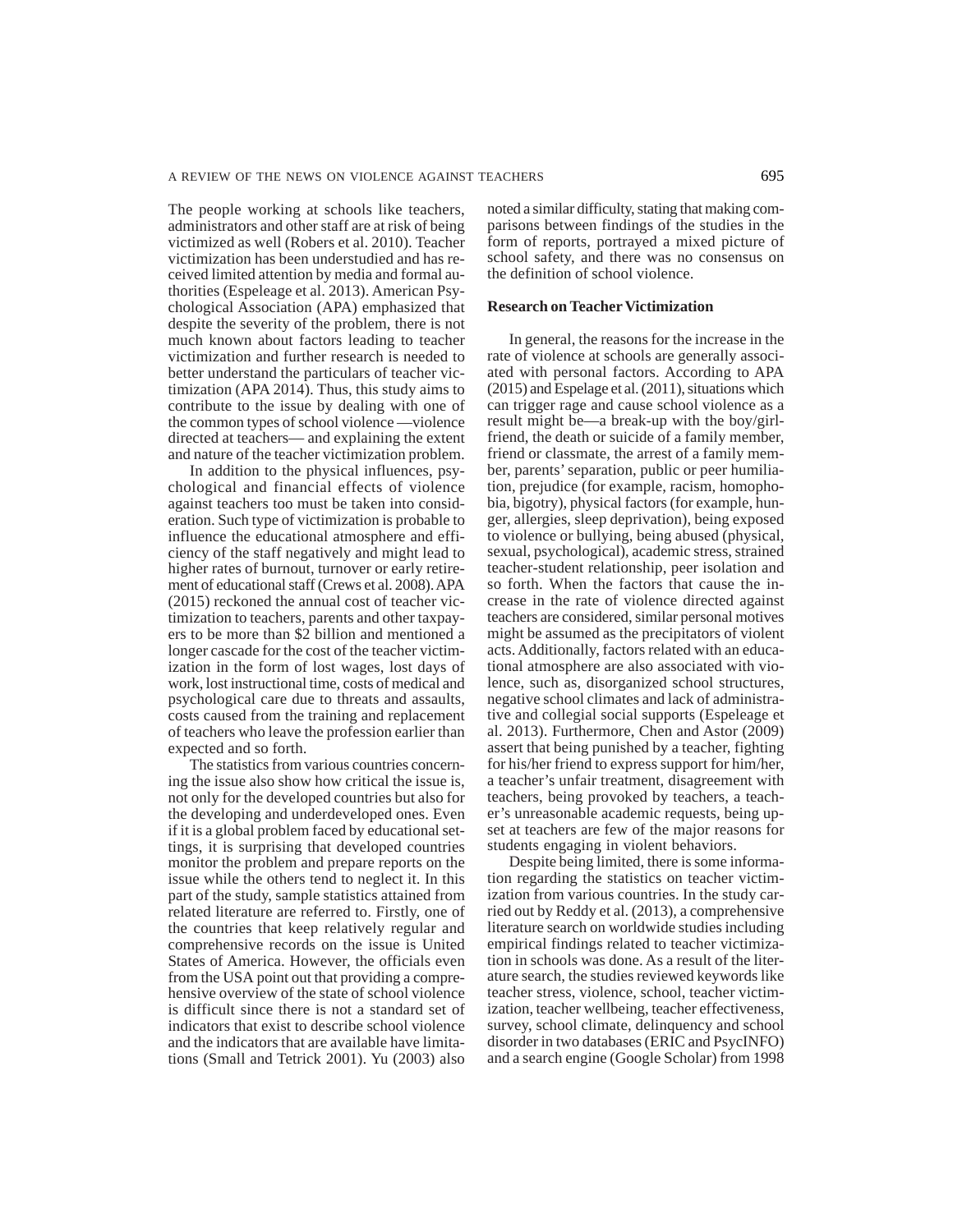The people working at schools like teachers, administrators and other staff are at risk of being victimized as well (Robers et al. 2010). Teacher victimization has been understudied and has received limited attention by media and formal authorities (Espeleage et al. 2013). American Psychological Association (APA) emphasized that despite the severity of the problem, there is not much known about factors leading to teacher victimization and further research is needed to better understand the particulars of teacher victimization (APA 2014). Thus, this study aims to contribute to the issue by dealing with one of the common types of school violence —violence directed at teachers— and explaining the extent and nature of the teacher victimization problem.

In addition to the physical influences, psychological and financial effects of violence against teachers too must be taken into consideration. Such type of victimization is probable to influence the educational atmosphere and efficiency of the staff negatively and might lead to higher rates of burnout, turnover or early retirement of educational staff (Crews et al. 2008). APA (2015) reckoned the annual cost of teacher victimization to teachers, parents and other taxpayers to be more than $2 billion and mentioned a longer cascade for the cost of the teacher victimization in the form of lost wages, lost days of work, lost instructional time, costs of medical and psychological care due to threats and assaults, costs caused from the training and replacement of teachers who leave the profession earlier than expected and so forth.

The statistics from various countries concerning the issue also show how critical the issue is, not only for the developed countries but also for the developing and underdeveloped ones. Even if it is a global problem faced by educational settings, it is surprising that developed countries monitor the problem and prepare reports on the issue while the others tend to neglect it. In this part of the study, sample statistics attained from related literature are referred to. Firstly, one of the countries that keep relatively regular and comprehensive records on the issue is United States of America. However, the officials even from the USA point out that providing a comprehensive overview of the state of school violence is difficult since there is not a standard set of indicators that exist to describe school violence and the indicators that are available have limitations (Small and Tetrick 2001). Yu (2003) also noted a similar difficulty, stating that making comparisons between findings of the studies in the form of reports, portrayed a mixed picture of school safety, and there was no consensus on the definition of school violence.

## Research on Teacher Victimization

In general, the reasons for the increase in the rate of violence at schools are generally associated with personal factors. According to APA (2015) and Espelage et al. (2011), situations which can trigger rage and cause school violence as a result might be—a break-up with the boy/girlfriend, the death or suicide of a family member, friend or classmate, the arrest of a family member, parents' separation, public or peer humiliation, prejudice (for example, racism, homophobia, bigotry), physical factors (for example, hunger, allergies, sleep deprivation), being exposed to violence or bullying, being abused (physical, sexual, psychological), academic stress, strained teacher-student relationship, peer isolation and so forth. When the factors that cause the increase in the rate of violence directed against teachers are considered, similar personal motives might be assumed as the precipitators of violent acts. Additionally, factors related with an educational atmosphere are also associated with violence, such as, disorganized school structures, negative school climates and lack of administrative and collegial social supports (Espeleage et al. 2013). Furthermore, Chen and Astor (2009) assert that being punished by a teacher, fighting for his/her friend to express support for him/her, a teacher's unfair treatment, disagreement with teachers, being provoked by teachers, a teacher's unreasonable academic requests, being upset at teachers are few of the major reasons for students engaging in violent behaviors.

Despite being limited, there is some information regarding the statistics on teacher victimization from various countries. In the study carried out by Reddy et al. (2013), a comprehensive literature search on worldwide studies including empirical findings related to teacher victimization in schools was done. As a result of the literature search, the studies reviewed keywords like teacher stress, violence, school, teacher victimization, teacher wellbeing, teacher effectiveness, survey, school climate, delinquency and school disorder in two databases (ERIC and PsycINFO) and a search engine (Google Scholar) from 1998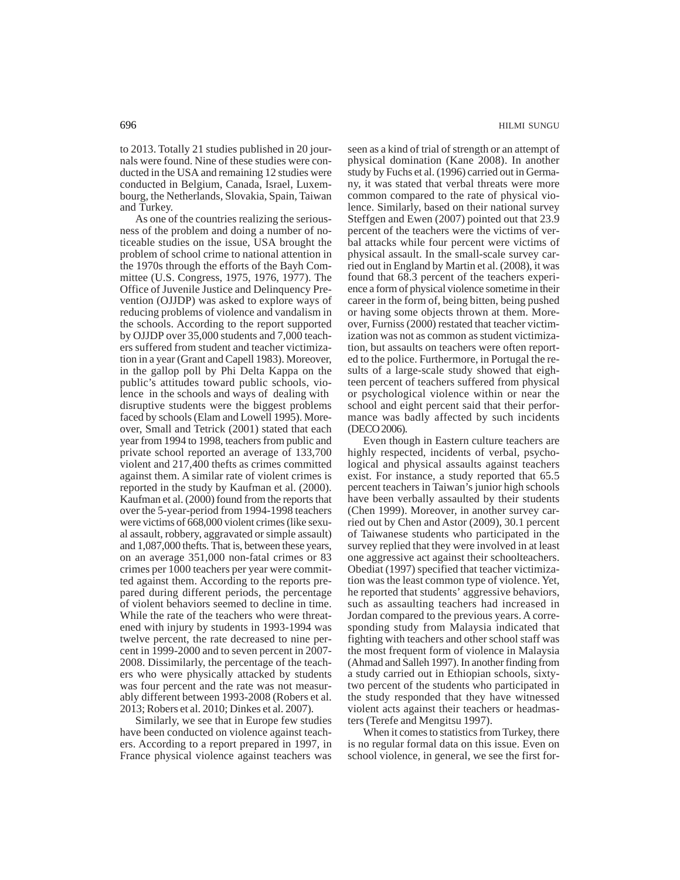to 2013. Totally 21 studies published in 20 journals were found. Nine of these studies were conducted in the USA and remaining 12 studies were conducted in Belgium, Canada, Israel, Luxembourg, the Netherlands, Slovakia, Spain, Taiwan and Turkey.

As one of the countries realizing the seriousness of the problem and doing a number of noticeable studies on the issue, USA brought the problem of school crime to national attention in the 1970s through the efforts of the Bayh Committee (U.S. Congress, 1975, 1976, 1977). The Office of Juvenile Justice and Delinquency Prevention (OJJDP) was asked to explore ways of reducing problems of violence and vandalism in the schools. According to the report supported by OJJDP over 35,000 students and 7,000 teachers suffered from student and teacher victimization in a year (Grant and Capell 1983). Moreover, in the gallop poll by Phi Delta Kappa on the public's attitudes toward public schools, violence in the schools and ways of dealing with disruptive students were the biggest problems faced by schools (Elam and Lowell 1995). Moreover, Small and Tetrick (2001) stated that each year from 1994 to 1998, teachers from public and private school reported an average of 133,700 violent and 217,400 thefts as crimes committed against them. A similar rate of violent crimes is reported in the study by Kaufman et al. (2000). Kaufman et al. (2000) found from the reports that over the 5-year-period from 1994-1998 teachers were victims of 668,000 violent crimes (like sexual assault, robbery, aggravated or simple assault) and 1,087,000 thefts. That is, between these years, on an average 351,000 non-fatal crimes or 83 crimes per 1000 teachers per year were committed against them. According to the reports prepared during different periods, the percentage of violent behaviors seemed to decline in time. While the rate of the teachers who were threatened with injury by students in 1993-1994 was twelve percent, the rate decreased to nine percent in 1999-2000 and to seven percent in 2007-2008. Dissimilarly, the percentage of the teachers who were physically attacked by students was four percent and the rate was not measurably different between 1993-2008 (Robers et al. 2013; Robers et al. 2010; Dinkes et al. 2007).

Similarly, we see that in Europe few studies have been conducted on violence against teachers. According to a report prepared in 1997, in France physical violence against teachers was seen as a kind of trial of strength or an attempt of physical domination (Kane 2008). In another study by Fuchs et al. (1996) carried out in Germany, it was stated that verbal threats were more common compared to the rate of physical violence. Similarly, based on their national survey Steffgen and Ewen (2007) pointed out that 23.9 percent of the teachers were the victims of verbal attacks while four percent were victims of physical assault. In the small-scale survey carried out in England by Martin et al. (2008), it was found that 68.3 percent of the teachers experience a form of physical violence sometime in their career in the form of, being bitten, being pushed or having some objects thrown at them. Moreover, Furniss (2000) restated that teacher victimization was not as common as student victimization, but assaults on teachers were often reported to the police. Furthermore, in Portugal the results of a large-scale study showed that eighteen percent of teachers suffered from physical or psychological violence within or near the school and eight percent said that their performance was badly affected by such incidents (DECO 2006).

Even though in Eastern culture teachers are highly respected, incidents of verbal, psychological and physical assaults against teachers exist. For instance, a study reported that 65.5 percent teachers in Taiwan's junior high schools have been verbally assaulted by their students (Chen 1999). Moreover, in another survey carried out by Chen and Astor (2009), 30.1 percent of Taiwanese students who participated in the survey replied that they were involved in at least one aggressive act against their schoolteachers. Obediat (1997) specified that teacher victimization was the least common type of violence. Yet, he reported that students' aggressive behaviors, such as assaulting teachers had increased in Jordan compared to the previous years. A corresponding study from Malaysia indicated that fighting with teachers and other school staff was the most frequent form of violence in Malaysia (Ahmad and Salleh 1997). In another finding from a study carried out in Ethiopian schools, sixty-two percent of the students who participated in the study responded that they have witnessed violent acts against their teachers or headmasters (Terefe and Mengitsu 1997).

When it comes to statistics from Turkey, there is no regular formal data on this issue. Even on school violence, in general, we see the first for-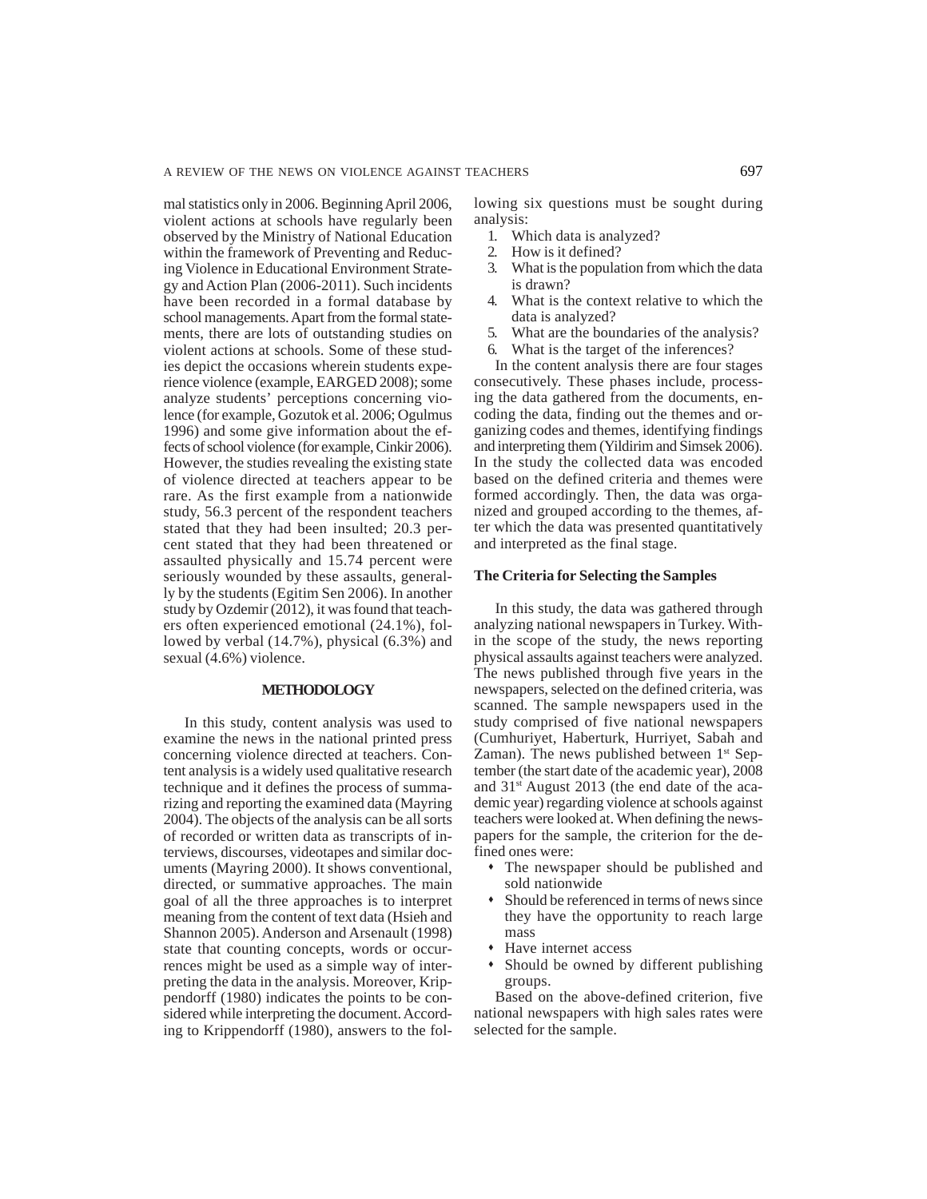mal statistics only in 2006. Beginning April 2006, violent actions at schools have regularly been observed by the Ministry of National Education within the framework of Preventing and Reducing Violence in Educational Environment Strategy and Action Plan (2006-2011). Such incidents have been recorded in a formal database by school managements. Apart from the formal statements, there are lots of outstanding studies on violent actions at schools. Some of these studies depict the occasions wherein students experience violence (example, EARGED 2008); some analyze students' perceptions concerning violence (for example, Gozutok et al. 2006; Ogulmus 1996) and some give information about the effects of school violence (for example, Cinkir 2006). However, the studies revealing the existing state of violence directed at teachers appear to be rare. As the first example from a nationwide study, 56.3 percent of the respondent teachers stated that they had been insulted; 20.3 percent stated that they had been threatened or assaulted physically and 15.74 percent were seriously wounded by these assaults, generally by the students (Egitim Sen 2006). In another study by Ozdemir (2012), it was found that teachers often experienced emotional (24.1%), followed by verbal (14.7%), physical (6.3%) and sexual (4.6%) violence.

## METHODOLOGY

In this study, content analysis was used to examine the news in the national printed press concerning violence directed at teachers. Content analysis is a widely used qualitative research technique and it defines the process of summarizing and reporting the examined data (Mayring 2004). The objects of the analysis can be all sorts of recorded or written data as transcripts of interviews, discourses, videotapes and similar documents (Mayring 2000). It shows conventional, directed, or summative approaches. The main goal of all the three approaches is to interpret meaning from the content of text data (Hsieh and Shannon 2005). Anderson and Arsenault (1998) state that counting concepts, words or occurrences might be used as a simple way of interpreting the data in the analysis. Moreover, Krippendorff (1980) indicates the points to be considered while interpreting the document. According to Krippendorff (1980), answers to the following six questions must be sought during analysis:

1. Which data is analyzed?
2. How is it defined?
3. What is the population from which the data is drawn?
4. What is the context relative to which the data is analyzed?
5. What are the boundaries of the analysis?
6. What is the target of the inferences?

In the content analysis there are four stages consecutively. These phases include, processing the data gathered from the documents, encoding the data, finding out the themes and organizing codes and themes, identifying findings and interpreting them (Yildirim and Simsek 2006). In the study the collected data was encoded based on the defined criteria and themes were formed accordingly. Then, the data was organized and grouped according to the themes, after which the data was presented quantitatively and interpreted as the final stage.

### The Criteria for Selecting the Samples

In this study, the data was gathered through analyzing national newspapers in Turkey. Within the scope of the study, the news reporting physical assaults against teachers were analyzed. The news published through five years in the newspapers, selected on the defined criteria, was scanned. The sample newspapers used in the study comprised of five national newspapers (Cumhuriyet, Haberturk, Hurriyet, Sabah and Zaman). The news published between 1st September (the start date of the academic year), 2008 and 31st August 2013 (the end date of the academic year) regarding violence at schools against teachers were looked at. When defining the newspapers for the sample, the criterion for the defined ones were:

- The newspaper should be published and sold nationwide
- Should be referenced in terms of news since they have the opportunity to reach large mass
- Have internet access
- Should be owned by different publishing groups.

Based on the above-defined criterion, five national newspapers with high sales rates were selected for the sample.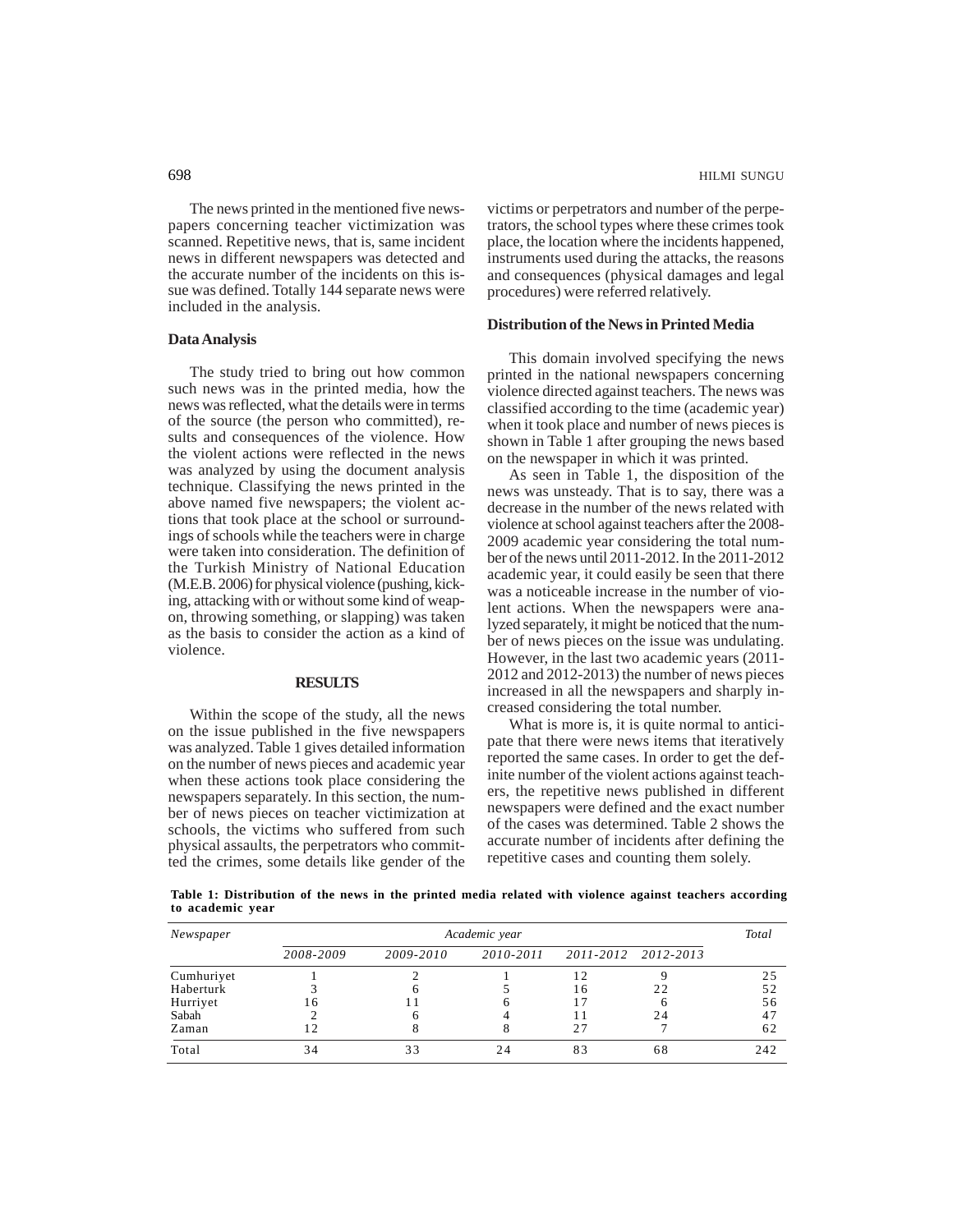The news printed in the mentioned five newspapers concerning teacher victimization was scanned. Repetitive news, that is, same incident news in different newspapers was detected and the accurate number of the incidents on this issue was defined. Totally 144 separate news were included in the analysis.

### Data Analysis

The study tried to bring out how common such news was in the printed media, how the news was reflected, what the details were in terms of the source (the person who committed), results and consequences of the violence. How the violent actions were reflected in the news was analyzed by using the document analysis technique. Classifying the news printed in the above named five newspapers; the violent actions that took place at the school or surroundings of schools while the teachers were in charge were taken into consideration. The definition of the Turkish Ministry of National Education (M.E.B. 2006) for physical violence (pushing, kicking, attacking with or without some kind of weapon, throwing something, or slapping) was taken as the basis to consider the action as a kind of violence.

## RESULTS

Within the scope of the study, all the news on the issue published in the five newspapers was analyzed. Table 1 gives detailed information on the number of news pieces and academic year when these actions took place considering the newspapers separately. In this section, the number of news pieces on teacher victimization at schools, the victims who suffered from such physical assaults, the perpetrators who committed the crimes, some details like gender of the victims or perpetrators and number of the perpetrators, the school types where these crimes took place, the location where the incidents happened, instruments used during the attacks, the reasons and consequences (physical damages and legal procedures) were referred relatively.

### Distribution of the News in Printed Media

This domain involved specifying the news printed in the national newspapers concerning violence directed against teachers. The news was classified according to the time (academic year) when it took place and number of news pieces is shown in Table 1 after grouping the news based on the newspaper in which it was printed.

As seen in Table 1, the disposition of the news was unsteady. That is to say, there was a decrease in the number of the news related with violence at school against teachers after the 2008-2009 academic year considering the total number of the news until 2011-2012. In the 2011-2012 academic year, it could easily be seen that there was a noticeable increase in the number of violent actions. When the newspapers were analyzed separately, it might be noticed that the number of news pieces on the issue was undulating. However, in the last two academic years (2011-2012 and 2012-2013) the number of news pieces increased in all the newspapers and sharply increased considering the total number.

What is more is, it is quite normal to anticipate that there were news items that iteratively reported the same cases. In order to get the definite number of the violent actions against teachers, the repetitive news published in different newspapers were defined and the exact number of the cases was determined. Table 2 shows the accurate number of incidents after defining the repetitive cases and counting them solely.

**Table 1: Distribution of the news in the printed media related with violence against teachers according to academic year**

| *Newspaper* | *Academic year* | | | | | *Total* |
|---|---|---|---|---|---|---|
| | *2008-2009* | *2009-2010* | *2010-2011* | *2011-2012* | *2012-2013* | |
| Cumhuriyet | 1 | 2 | 1 | 12 | 9 | 25 |
| Haberturk | 3 | 6 | 5 | 16 | 22 | 52 |
| Hurriyet | 16 | 11 | 6 | 17 | 6 | 56 |
| Sabah | 2 | 6 | 4 | 11 | 24 | 47 |
| Zaman | 12 | 8 | 8 | 27 | 7 | 62 |
| Total | 34 | 33 | 24 | 83 | 68 | 242 |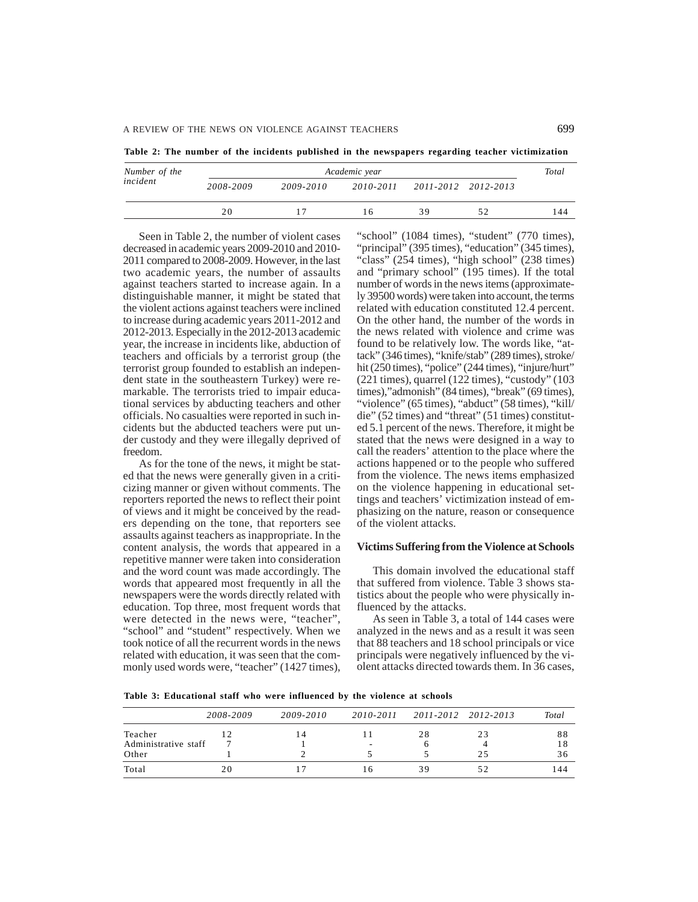**Table 2: The number of the incidents published in the newspapers regarding teacher victimization**

| *Number of the incident* | *Academic year* | | | | | *Total* |
|---|---|---|---|---|---|---|
| | *2008-2009* | *2009-2010* | *2010-2011* | *2011-2012* | *2012-2013* | |
| | 20 | 17 | 16 | 39 | 52 | 144 |

Seen in Table 2, the number of violent cases decreased in academic years 2009-2010 and 2010-2011 compared to 2008-2009. However, in the last two academic years, the number of assaults against teachers started to increase again. In a distinguishable manner, it might be stated that the violent actions against teachers were inclined to increase during academic years 2011-2012 and 2012-2013. Especially in the 2012-2013 academic year, the increase in incidents like, abduction of teachers and officials by a terrorist group (the terrorist group founded to establish an independent state in the southeastern Turkey) were remarkable. The terrorists tried to impair educational services by abducting teachers and other officials. No casualties were reported in such incidents but the abducted teachers were put under custody and they were illegally deprived of freedom.

As for the tone of the news, it might be stated that the news were generally given in a criticizing manner or given without comments. The reporters reported the news to reflect their point of views and it might be conceived by the readers depending on the tone, that reporters see assaults against teachers as inappropriate. In the content analysis, the words that appeared in a repetitive manner were taken into consideration and the word count was made accordingly. The words that appeared most frequently in all the newspapers were the words directly related with education. Top three, most frequent words that were detected in the news were, "teacher", "school" and "student" respectively. When we took notice of all the recurrent words in the news related with education, it was seen that the commonly used words were, "teacher" (1427 times), "school" (1084 times), "student" (770 times), "principal" (395 times), "education" (345 times), "class" (254 times), "high school" (238 times) and "primary school" (195 times). If the total number of words in the news items (approximately 39500 words) were taken into account, the terms related with education constituted 12.4 percent. On the other hand, the number of the words in the news related with violence and crime was found to be relatively low. The words like, "attack" (346 times), "knife/stab" (289 times), stroke/hit (250 times), "police" (244 times), "injure/hurt" (221 times), quarrel (122 times), "custody" (103 times),"admonish" (84 times), "break" (69 times), "violence" (65 times), "abduct" (58 times), "kill/die" (52 times) and "threat" (51 times) constituted 5.1 percent of the news. Therefore, it might be stated that the news were designed in a way to call the readers' attention to the place where the actions happened or to the people who suffered from the violence. The news items emphasized on the violence happening in educational settings and teachers' victimization instead of emphasizing on the nature, reason or consequence of the violent attacks.

### Victims Suffering from the Violence at Schools

This domain involved the educational staff that suffered from violence. Table 3 shows statistics about the people who were physically influenced by the attacks.

As seen in Table 3, a total of 144 cases were analyzed in the news and as a result it was seen that 88 teachers and 18 school principals or vice principals were negatively influenced by the violent attacks directed towards them. In 36 cases,

**Table 3: Educational staff who were influenced by the violence at schools**

| | *2008-2009* | *2009-2010* | *2010-2011* | *2011-2012* | *2012-2013* | *Total* |
|---|---|---|---|---|---|---|
| Teacher | 12 | 14 | 11 | 28 | 23 | 88 |
| Administrative staff | 7 | 1 | - | 6 | 4 | 18 |
| Other | 1 | 2 | 5 | 5 | 25 | 36 |
| Total | 20 | 17 | 16 | 39 | 52 | 144 |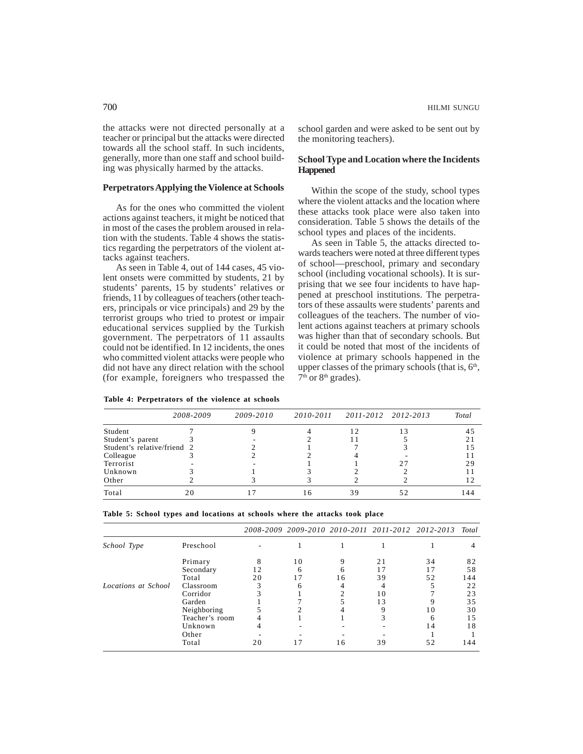the attacks were not directed personally at a teacher or principal but the attacks were directed towards all the school staff. In such incidents, generally, more than one staff and school building was physically harmed by the attacks.

## Perpetrators Applying the Violence at Schools

As for the ones who committed the violent actions against teachers, it might be noticed that in most of the cases the problem aroused in relation with the students. Table 4 shows the statistics regarding the perpetrators of the violent attacks against teachers.

As seen in Table 4, out of 144 cases, 45 violent onsets were committed by students, 21 by students' parents, 15 by students' relatives or friends, 11 by colleagues of teachers (other teachers, principals or vice principals) and 29 by the terrorist groups who tried to protest or impair educational services supplied by the Turkish government. The perpetrators of 11 assaults could not be identified. In 12 incidents, the ones who committed violent attacks were people who did not have any direct relation with the school (for example, foreigners who trespassed the school garden and were asked to be sent out by the monitoring teachers).

## School Type and Location where the Incidents Happened

Within the scope of the study, school types where the violent attacks and the location where these attacks took place were also taken into consideration. Table 5 shows the details of the school types and places of the incidents.

As seen in Table 5, the attacks directed towards teachers were noted at three different types of school—preschool, primary and secondary school (including vocational schools). It is surprising that we see four incidents to have happened at preschool institutions. The perpetrators of these assaults were students' parents and colleagues of the teachers. The number of violent actions against teachers at primary schools was higher than that of secondary schools. But it could be noted that most of the incidents of violence at primary schools happened in the upper classes of the primary schools (that is, 6th, 7th or 8th grades).

**Table 4: Perpetrators of the violence at schools**

| | *2008-2009* | *2009-2010* | *2010-2011* | *2011-2012* | *2012-2013* | *Total* |
|---|---|---|---|---|---|---|
| Student | 7 | 9 | 4 | 12 | 13 | 45 |
| Student's parent | 3 | - | 2 | 11 | 5 | 21 |
| Student's relative/friend | 2 | 2 | 1 | 7 | 3 | 15 |
| Colleague | 3 | 2 | 2 | 4 | - | 11 |
| Terrorist | - | - | 1 | 1 | 27 | 29 |
| Unknown | 3 | 1 | 3 | 2 | 2 | 11 |
| Other | 2 | 3 | 3 | 2 | 2 | 12 |
| Total | 20 | 17 | 16 | 39 | 52 | 144 |

**Table 5: School types and locations at schools where the attacks took place**

| | | *2008-2009* | *2009-2010* | *2010-2011* | *2011-2012* | *2012-2013* | *Total* |
|---|---|---|---|---|---|---|---|
| *School Type* | Preschool | - | 1 | 1 | 1 | 1 | 4 |
| | Primary | 8 | 10 | 9 | 21 | 34 | 82 |
| | Secondary | 12 | 6 | 6 | 17 | 17 | 58 |
| | Total | 20 | 17 | 16 | 39 | 52 | 144 |
| *Locations at School* | Classroom | 3 | 6 | 4 | 4 | 5 | 22 |
| | Corridor | 3 | 1 | 2 | 10 | 7 | 23 |
| | Garden | 1 | 7 | 5 | 13 | 9 | 35 |
| | Neighboring | 5 | 2 | 4 | 9 | 10 | 30 |
| | Teacher's room | 4 | 1 | 1 | 3 | 6 | 15 |
| | Unknown | 4 | - | - | - | 14 | 18 |
| | Other | - | - | - | - | 1 | 1 |
| | Total | 20 | 17 | 16 | 39 | 52 | 144 |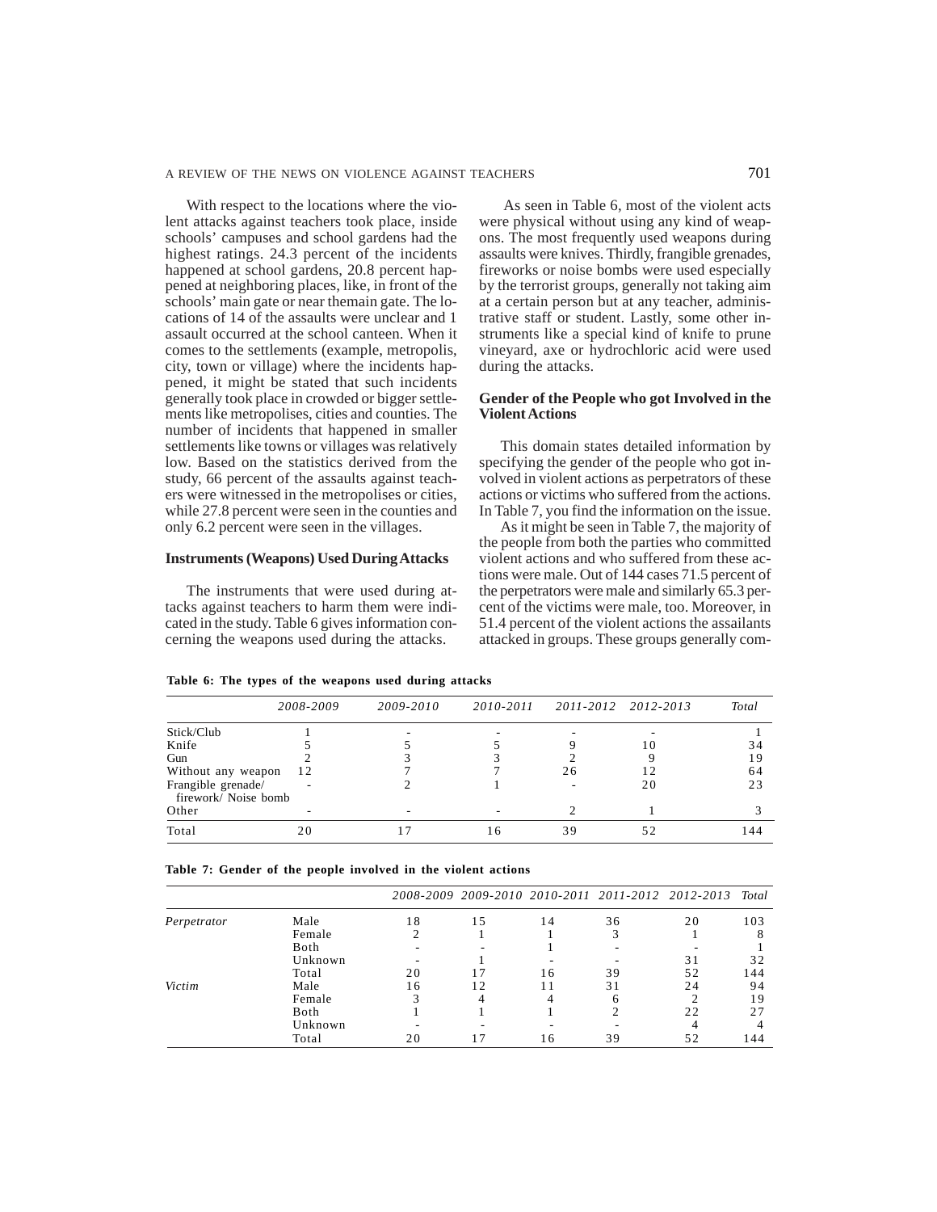With respect to the locations where the violent attacks against teachers took place, inside schools' campuses and school gardens had the highest ratings. 24.3 percent of the incidents happened at school gardens, 20.8 percent happened at neighboring places, like, in front of the schools' main gate or near themain gate. The locations of 14 of the assaults were unclear and 1 assault occurred at the school canteen. When it comes to the settlements (example, metropolis, city, town or village) where the incidents happened, it might be stated that such incidents generally took place in crowded or bigger settlements like metropolises, cities and counties. The number of incidents that happened in smaller settlements like towns or villages was relatively low. Based on the statistics derived from the study, 66 percent of the assaults against teachers were witnessed in the metropolises or cities, while 27.8 percent were seen in the counties and only 6.2 percent were seen in the villages.

### Instruments (Weapons) Used During Attacks

The instruments that were used during attacks against teachers to harm them were indicated in the study. Table 6 gives information concerning the weapons used during the attacks.

As seen in Table 6, most of the violent acts were physical without using any kind of weapons. The most frequently used weapons during assaults were knives. Thirdly, frangible grenades, fireworks or noise bombs were used especially by the terrorist groups, generally not taking aim at a certain person but at any teacher, administrative staff or student. Lastly, some other instruments like a special kind of knife to prune vineyard, axe or hydrochloric acid were used during the attacks.

### Gender of the People who got Involved in the Violent Actions

This domain states detailed information by specifying the gender of the people who got involved in violent actions as perpetrators of these actions or victims who suffered from the actions. In Table 7, you find the information on the issue.

As it might be seen in Table 7, the majority of the people from both the parties who committed violent actions and who suffered from these actions were male. Out of 144 cases 71.5 percent of the perpetrators were male and similarly 65.3 percent of the victims were male, too. Moreover, in 51.4 percent of the violent actions the assailants attacked in groups. These groups generally com-

**Table 6: The types of the weapons used during attacks**

| | *2008-2009* | *2009-2010* | *2010-2011* | *2011-2012* | *2012-2013* | *Total* |
|---|---|---|---|---|---|---|
| Stick/Club | 1 | - | - | - | - | 1 |
| Knife | 5 | 5 | 5 | 9 | 10 | 34 |
| Gun | 2 | 3 | 3 | 2 | 9 | 19 |
| Without any weapon | 12 | 7 | 7 | 26 | 12 | 64 |
| Frangible grenade/ firework/ Noise bomb | - | 2 | 1 | - | 20 | 23 |
| Other | - | - | - | 2 | 1 | 3 |
| Total | 20 | 17 | 16 | 39 | 52 | 144 |

**Table 7: Gender of the people involved in the violent actions**

| | | *2008-2009* | *2009-2010* | *2010-2011* | *2011-2012* | *2012-2013* | *Total* |
|---|---|---|---|---|---|---|---|
| *Perpetrator* | Male | 18 | 15 | 14 | 36 | 20 | 103 |
| | Female | 2 | 1 | 1 | 3 | 1 | 8 |
| | Both | - | - | 1 | - | - | 1 |
| | Unknown | - | 1 | - | - | 31 | 32 |
| | Total | 20 | 17 | 16 | 39 | 52 | 144 |
| *Victim* | Male | 16 | 12 | 11 | 31 | 24 | 94 |
| | Female | 3 | 4 | 4 | 6 | 2 | 19 |
| | Both | 1 | 1 | 1 | 2 | 22 | 27 |
| | Unknown | - | - | - | - | 4 | 4 |
| | Total | 20 | 17 | 16 | 39 | 52 | 144 |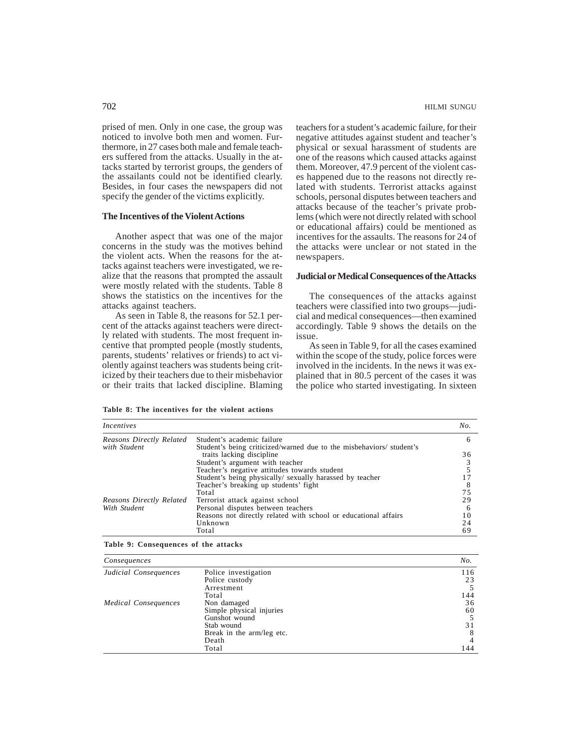prised of men. Only in one case, the group was noticed to involve both men and women. Furthermore, in 27 cases both male and female teachers suffered from the attacks. Usually in the attacks started by terrorist groups, the genders of the assailants could not be identified clearly. Besides, in four cases the newspapers did not specify the gender of the victims explicitly.

### The Incentives of the Violent Actions

Another aspect that was one of the major concerns in the study was the motives behind the violent acts. When the reasons for the attacks against teachers were investigated, we realize that the reasons that prompted the assault were mostly related with the students. Table 8 shows the statistics on the incentives for the attacks against teachers.

As seen in Table 8, the reasons for 52.1 percent of the attacks against teachers were directly related with students. The most frequent incentive that prompted people (mostly students, parents, students' relatives or friends) to act violently against teachers was students being criticized by their teachers due to their misbehavior or their traits that lacked discipline. Blaming teachers for a student's academic failure, for their negative attitudes against student and teacher's physical or sexual harassment of students are one of the reasons which caused attacks against them. Moreover, 47.9 percent of the violent cases happened due to the reasons not directly related with students. Terrorist attacks against schools, personal disputes between teachers and attacks because of the teacher's private problems (which were not directly related with school or educational affairs) could be mentioned as incentives for the assaults. The reasons for 24 of the attacks were unclear or not stated in the newspapers.

### Judicial or Medical Consequences of the Attacks

The consequences of the attacks against teachers were classified into two groups—judicial and medical consequences—then examined accordingly. Table 9 shows the details on the issue.

As seen in Table 9, for all the cases examined within the scope of the study, police forces were involved in the incidents. In the news it was explained that in 80.5 percent of the cases it was the police who started investigating. In sixteen

**Table 8: The incentives for the violent actions**

| *Incentives* | | *No.* |
|---|---|---|
| *Reasons Directly Related with Student* | Student's academic failure | 6 |
| | Student's being criticized/warned due to the misbehaviors/ student's traits lacking discipline | 36 |
| | Student's argument with teacher | 3 |
| | Teacher's negative attitudes towards student | 5 |
| | Student's being physically/ sexually harassed by teacher | 17 |
| | Teacher's breaking up students' fight | 8 |
| | Total | 75 |
| *Reasons Directly Related With Student* | Terrorist attack against school | 29 |
| | Personal disputes between teachers | 6 |
| | Reasons not directly related with school or educational affairs | 10 |
| | Unknown | 24 |
| | Total | 69 |

**Table 9: Consequences of the attacks**

| *Consequences* | | *No.* |
|---|---|---|
| *Judicial Consequences* | Police investigation | 116 |
| | Police custody | 23 |
| | Arrestment | 5 |
| | Total | 144 |
| *Medical Consequences* | Non damaged | 36 |
| | Simple physical injuries | 60 |
| | Gunshot wound | 5 |
| | Stab wound | 31 |
| | Break in the arm/leg etc. | 8 |
| | Death | 4 |
| | Total | 144 |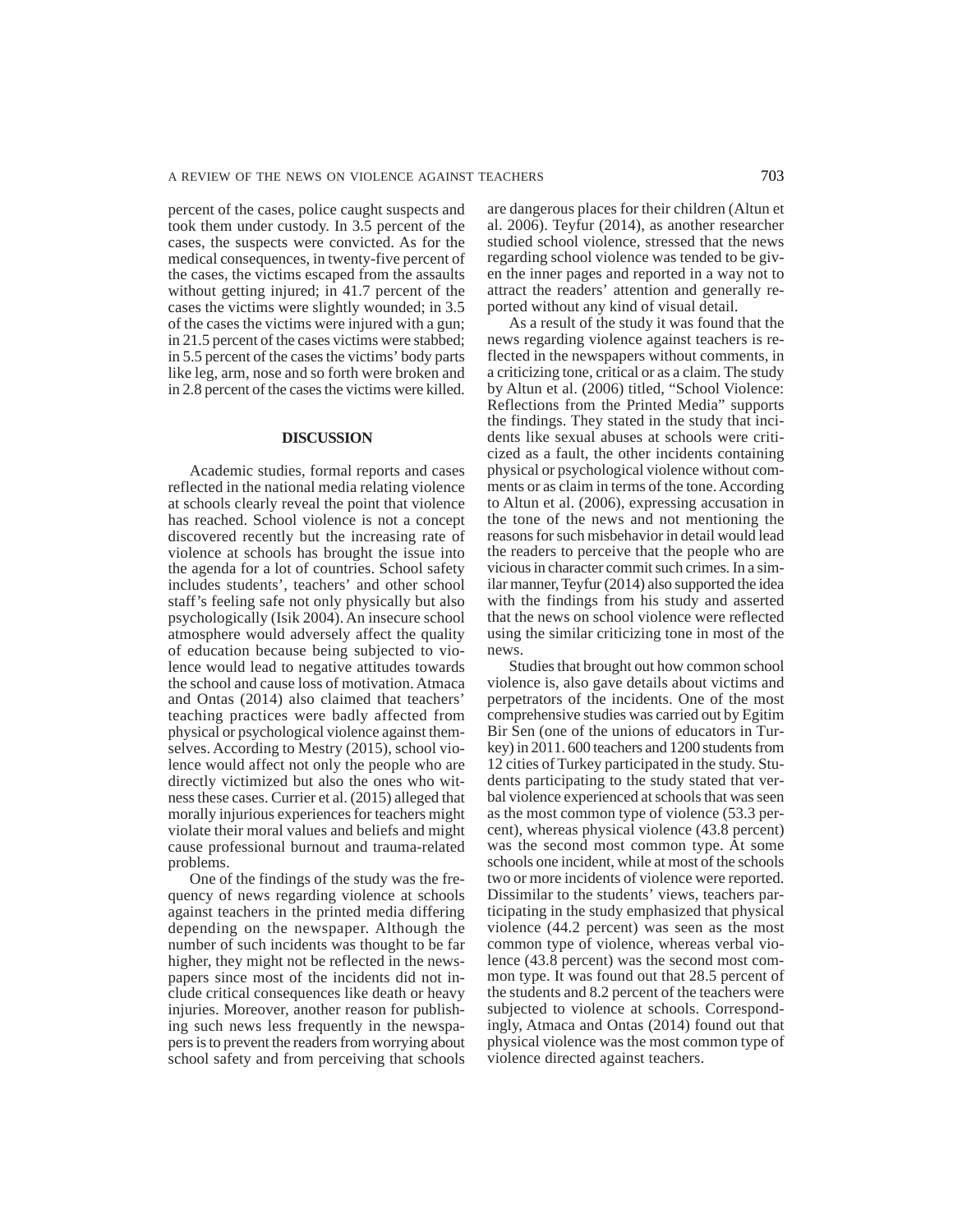percent of the cases, police caught suspects and took them under custody. In 3.5 percent of the cases, the suspects were convicted. As for the medical consequences, in twenty-five percent of the cases, the victims escaped from the assaults without getting injured; in 41.7 percent of the cases the victims were slightly wounded; in 3.5 of the cases the victims were injured with a gun; in 21.5 percent of the cases victims were stabbed; in 5.5 percent of the cases the victims' body parts like leg, arm, nose and so forth were broken and in 2.8 percent of the cases the victims were killed.

## DISCUSSION

Academic studies, formal reports and cases reflected in the national media relating violence at schools clearly reveal the point that violence has reached. School violence is not a concept discovered recently but the increasing rate of violence at schools has brought the issue into the agenda for a lot of countries. School safety includes students', teachers' and other school staff's feeling safe not only physically but also psychologically (Isik 2004). An insecure school atmosphere would adversely affect the quality of education because being subjected to violence would lead to negative attitudes towards the school and cause loss of motivation. Atmaca and Ontas (2014) also claimed that teachers' teaching practices were badly affected from physical or psychological violence against themselves. According to Mestry (2015), school violence would affect not only the people who are directly victimized but also the ones who witness these cases. Currier et al. (2015) alleged that morally injurious experiences for teachers might violate their moral values and beliefs and might cause professional burnout and trauma-related problems.

One of the findings of the study was the frequency of news regarding violence at schools against teachers in the printed media differing depending on the newspaper. Although the number of such incidents was thought to be far higher, they might not be reflected in the newspapers since most of the incidents did not include critical consequences like death or heavy injuries. Moreover, another reason for publishing such news less frequently in the newspapers is to prevent the readers from worrying about school safety and from perceiving that schools are dangerous places for their children (Altun et al. 2006). Teyfur (2014), as another researcher studied school violence, stressed that the news regarding school violence was tended to be given the inner pages and reported in a way not to attract the readers' attention and generally reported without any kind of visual detail.

As a result of the study it was found that the news regarding violence against teachers is reflected in the newspapers without comments, in a criticizing tone, critical or as a claim. The study by Altun et al. (2006) titled, "School Violence: Reflections from the Printed Media" supports the findings. They stated in the study that incidents like sexual abuses at schools were criticized as a fault, the other incidents containing physical or psychological violence without comments or as claim in terms of the tone. According to Altun et al. (2006), expressing accusation in the tone of the news and not mentioning the reasons for such misbehavior in detail would lead the readers to perceive that the people who are vicious in character commit such crimes. In a similar manner, Teyfur (2014) also supported the idea with the findings from his study and asserted that the news on school violence were reflected using the similar criticizing tone in most of the news.

Studies that brought out how common school violence is, also gave details about victims and perpetrators of the incidents. One of the most comprehensive studies was carried out by Egitim Bir Sen (one of the unions of educators in Turkey) in 2011. 600 teachers and 1200 students from 12 cities of Turkey participated in the study. Students participating to the study stated that verbal violence experienced at schools that was seen as the most common type of violence (53.3 percent), whereas physical violence (43.8 percent) was the second most common type. At some schools one incident, while at most of the schools two or more incidents of violence were reported. Dissimilar to the students' views, teachers participating in the study emphasized that physical violence (44.2 percent) was seen as the most common type of violence, whereas verbal violence (43.8 percent) was the second most common type. It was found out that 28.5 percent of the students and 8.2 percent of the teachers were subjected to violence at schools. Correspondingly, Atmaca and Ontas (2014) found out that physical violence was the most common type of violence directed against teachers.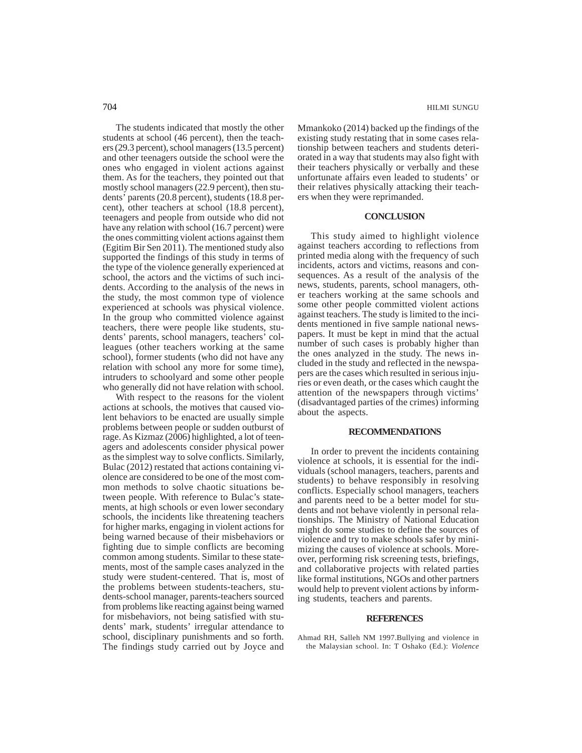The students indicated that mostly the other students at school (46 percent), then the teachers (29.3 percent), school managers (13.5 percent) and other teenagers outside the school were the ones who engaged in violent actions against them. As for the teachers, they pointed out that mostly school managers (22.9 percent), then students' parents (20.8 percent), students (18.8 percent), other teachers at school (18.8 percent), teenagers and people from outside who did not have any relation with school (16.7 percent) were the ones committing violent actions against them (Egitim Bir Sen 2011). The mentioned study also supported the findings of this study in terms of the type of the violence generally experienced at school, the actors and the victims of such incidents. According to the analysis of the news in the study, the most common type of violence experienced at schools was physical violence. In the group who committed violence against teachers, there were people like students, students' parents, school managers, teachers' colleagues (other teachers working at the same school), former students (who did not have any relation with school any more for some time), intruders to schoolyard and some other people who generally did not have relation with school.

With respect to the reasons for the violent actions at schools, the motives that caused violent behaviors to be enacted are usually simple problems between people or sudden outburst of rage. As Kizmaz (2006) highlighted, a lot of teenagers and adolescents consider physical power as the simplest way to solve conflicts. Similarly, Bulac (2012) restated that actions containing violence are considered to be one of the most common methods to solve chaotic situations between people. With reference to Bulac's statements, at high schools or even lower secondary schools, the incidents like threatening teachers for higher marks, engaging in violent actions for being warned because of their misbehaviors or fighting due to simple conflicts are becoming common among students. Similar to these statements, most of the sample cases analyzed in the study were student-centered. That is, most of the problems between students-teachers, students-school manager, parents-teachers sourced from problems like reacting against being warned for misbehaviors, not being satisfied with students' mark, students' irregular attendance to school, disciplinary punishments and so forth. The findings study carried out by Joyce and Mmankoko (2014) backed up the findings of the existing study restating that in some cases relationship between teachers and students deteriorated in a way that students may also fight with their teachers physically or verbally and these unfortunate affairs even leaded to students' or their relatives physically attacking their teachers when they were reprimanded.

## CONCLUSION

This study aimed to highlight violence against teachers according to reflections from printed media along with the frequency of such incidents, actors and victims, reasons and consequences. As a result of the analysis of the news, students, parents, school managers, other teachers working at the same schools and some other people committed violent actions against teachers. The study is limited to the incidents mentioned in five sample national newspapers. It must be kept in mind that the actual number of such cases is probably higher than the ones analyzed in the study. The news included in the study and reflected in the newspapers are the cases which resulted in serious injuries or even death, or the cases which caught the attention of the newspapers through victims' (disadvantaged parties of the crimes) informing about the aspects.

## RECOMMENDATIONS

In order to prevent the incidents containing violence at schools, it is essential for the individuals (school managers, teachers, parents and students) to behave responsibly in resolving conflicts. Especially school managers, teachers and parents need to be a better model for students and not behave violently in personal relationships. The Ministry of National Education might do some studies to define the sources of violence and try to make schools safer by minimizing the causes of violence at schools. Moreover, performing risk screening tests, briefings, and collaborative projects with related parties like formal institutions, NGOs and other partners would help to prevent violent actions by informing students, teachers and parents.

## REFERENCES

Ahmad RH, Salleh NM 1997.Bullying and violence in the Malaysian school. In: T Oshako (Ed.): *Violence*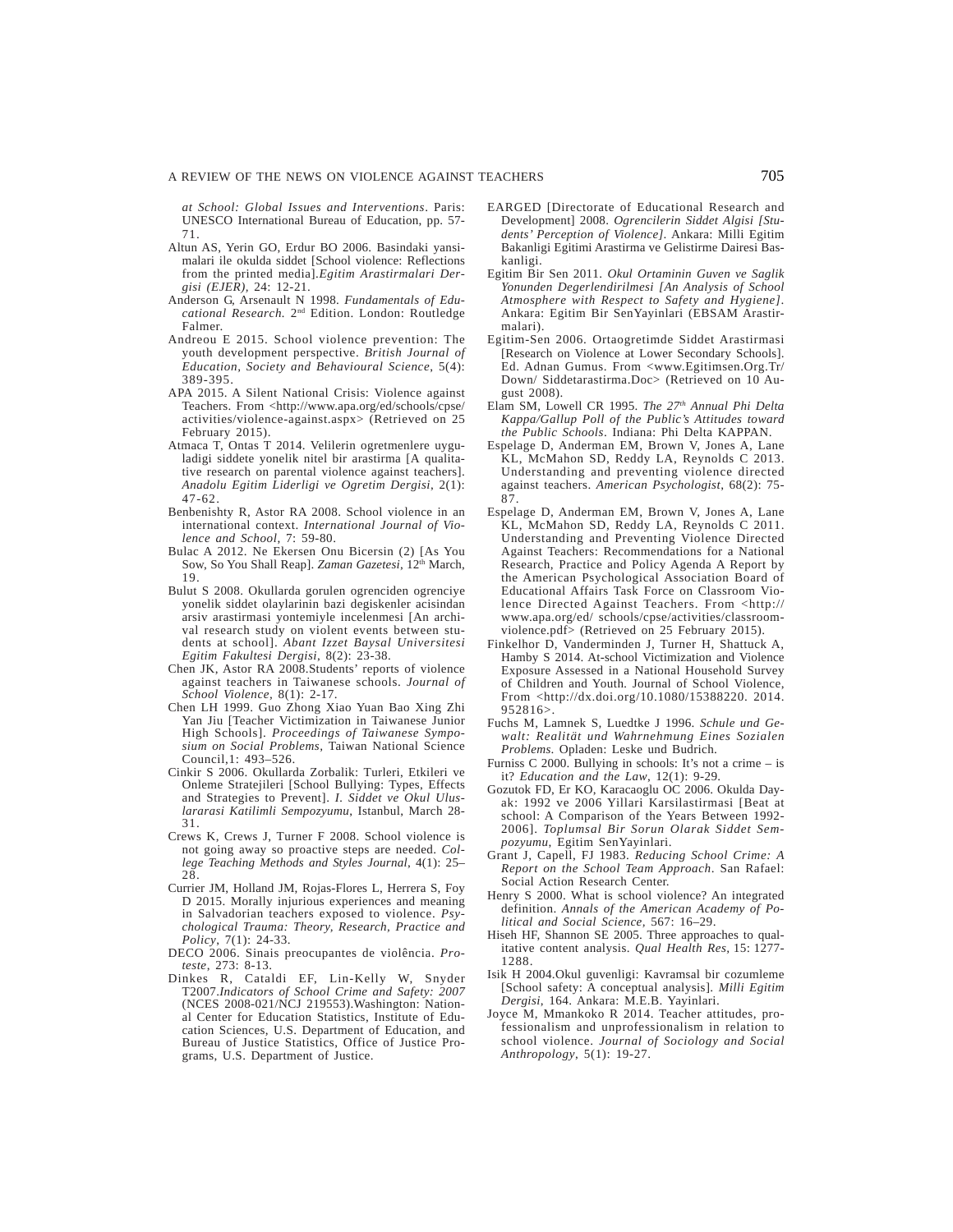*at School: Global Issues and Interventions*. Paris: UNESCO International Bureau of Education, pp. 57-71.

Altun AS, Yerin GO, Erdur BO 2006. Basindaki yansimalari ile okulda siddet [School violence: Reflections from the printed media].*Egitim Arastirmalari Dergisi (EJER)*, 24: 12-21.

Anderson G, Arsenault N 1998. *Fundamentals of Educational Research.* 2nd Edition. London: Routledge Falmer.

Andreou E 2015. School violence prevention: The youth development perspective. *British Journal of Education, Society and Behavioural Science*, 5(4): 389-395.

APA 2015. A Silent National Crisis: Violence against Teachers. From <http://www.apa.org/ed/schools/cpse/activities/violence-against.aspx> (Retrieved on 25 February 2015).

Atmaca T, Ontas T 2014. Velilerin ogretmenlere uyguladigi siddete yonelik nitel bir arastirma [A qualitative research on parental violence against teachers]. *Anadolu Egitim Liderligi ve Ogretim Dergisi*, 2(1): 47-62.

Benbenishty R, Astor RA 2008. School violence in an international context. *International Journal of Violence and School*, 7: 59-80.

Bulac A 2012. Ne Ekersen Onu Bicersin (2) [As You Sow, So You Shall Reap]. *Zaman Gazetesi*, 12th March, 19.

Bulut S 2008. Okullarda gorulen ogrenciden ogrenciye yonelik siddet olaylarinin bazi degiskenler acisindan arsiv arastirmasi yontemiyle incelenmesi [An archival research study on violent events between students at school]. *Abant Izzet Baysal Universitesi Egitim Fakultesi Dergisi*, 8(2): 23-38.

Chen JK, Astor RA 2008.Students' reports of violence against teachers in Taiwanese schools. *Journal of School Violence*, 8(1): 2-17.

Chen LH 1999. Guo Zhong Xiao Yuan Bao Xing Zhi Yan Jiu [Teacher Victimization in Taiwanese Junior High Schools]. *Proceedings of Taiwanese Symposium on Social Problems*, Taiwan National Science Council,1: 493–526.

Cinkir S 2006. Okullarda Zorbalik: Turleri, Etkileri ve Onleme Stratejileri [School Bullying: Types, Effects and Strategies to Prevent]. *I. Siddet ve Okul Uluslararasi Katilimli Sempozyumu*, Istanbul, March 28-31.

Crews K, Crews J, Turner F 2008. School violence is not going away so proactive steps are needed. *College Teaching Methods and Styles Journal*, 4(1): 25–28.

Currier JM, Holland JM, Rojas-Flores L, Herrera S, Foy D 2015. Morally injurious experiences and meaning in Salvadorian teachers exposed to violence. *Psychological Trauma: Theory, Research, Practice and Policy*, 7(1): 24-33.

DECO 2006. Sinais preocupantes de violência. *Proteste*, 273: 8-13.

Dinkes R, Cataldi EF, Lin-Kelly W, Snyder T2007.*Indicators of School Crime and Safety: 2007* (NCES 2008-021/NCJ 219553).Washington: National Center for Education Statistics, Institute of Education Sciences, U.S. Department of Education, and Bureau of Justice Statistics, Office of Justice Programs, U.S. Department of Justice.

EARGED [Directorate of Educational Research and Development] 2008. *Ogrencilerin Siddet Algisi [Students' Perception of Violence]*. Ankara: Milli Egitim Bakanligi Egitimi Arastirma ve Gelistirme Dairesi Baskanligi.

Egitim Bir Sen 2011. *Okul Ortaminin Guven ve Saglik Yonunden Degerlendirilmesi [An Analysis of School Atmosphere with Respect to Safety and Hygiene]*. Ankara: Egitim Bir SenYayinlari (EBSAM Arastirmalari).

Egitim-Sen 2006. Ortaogretimde Siddet Arastirmasi [Research on Violence at Lower Secondary Schools]. Ed. Adnan Gumus. From <www.Egitimsen.Org.Tr/Down/ Siddetarastirma.Doc> (Retrieved on 10 August 2008).

Elam SM, Lowell CR 1995. *The 27th Annual Phi Delta Kappa/Gallup Poll of the Public's Attitudes toward the Public Schools*. Indiana: Phi Delta KAPPAN.

Espelage D, Anderman EM, Brown V, Jones A, Lane KL, McMahon SD, Reddy LA, Reynolds C 2013. Understanding and preventing violence directed against teachers. *American Psychologist*, 68(2): 75-87.

Espelage D, Anderman EM, Brown V, Jones A, Lane KL, McMahon SD, Reddy LA, Reynolds C 2011. Understanding and Preventing Violence Directed Against Teachers: Recommendations for a National Research, Practice and Policy Agenda A Report by the American Psychological Association Board of Educational Affairs Task Force on Classroom Violence Directed Against Teachers. From <http://www.apa.org/ed/ schools/cpse/activities/classroom-violence.pdf> (Retrieved on 25 February 2015).

Finkelhor D, Vanderminden J, Turner H, Shattuck A, Hamby S 2014. At-school Victimization and Violence Exposure Assessed in a National Household Survey of Children and Youth. Journal of School Violence, From <http://dx.doi.org/10.1080/15388220. 2014. 952816>.

Fuchs M, Lamnek S, Luedtke J 1996. *Schule und Gewalt: Realität und Wahrnehmung Eines Sozialen Problems.* Opladen: Leske und Budrich.

Furniss C 2000. Bullying in schools: It's not a crime – is it? *Education and the Law*, 12(1): 9-29.

Gozutok FD, Er KO, Karacaoglu OC 2006. Okulda Dayak: 1992 ve 2006 Yillari Karsilastirmasi [Beat at school: A Comparison of the Years Between 1992-2006]. *Toplumsal Bir Sorun Olarak Siddet Sempozyumu*, Egitim SenYayinlari.

Grant J, Capell, FJ 1983. *Reducing School Crime: A Report on the School Team Approach*. San Rafael: Social Action Research Center.

Henry S 2000. What is school violence? An integrated definition. *Annals of the American Academy of Political and Social Science*, 567: 16–29.

Hiseh HF, Shannon SE 2005. Three approaches to qualitative content analysis. *Qual Health Res*, 15: 1277-1288.

Isik H 2004.Okul guvenligi: Kavramsal bir cozumleme [School safety: A conceptual analysis]. *Milli Egitim Dergisi*, 164. Ankara: M.E.B. Yayinlari.

Joyce M, Mmankoko R 2014. Teacher attitudes, professionalism and unprofessionalism in relation to school violence. *Journal of Sociology and Social Anthropology*, 5(1): 19-27.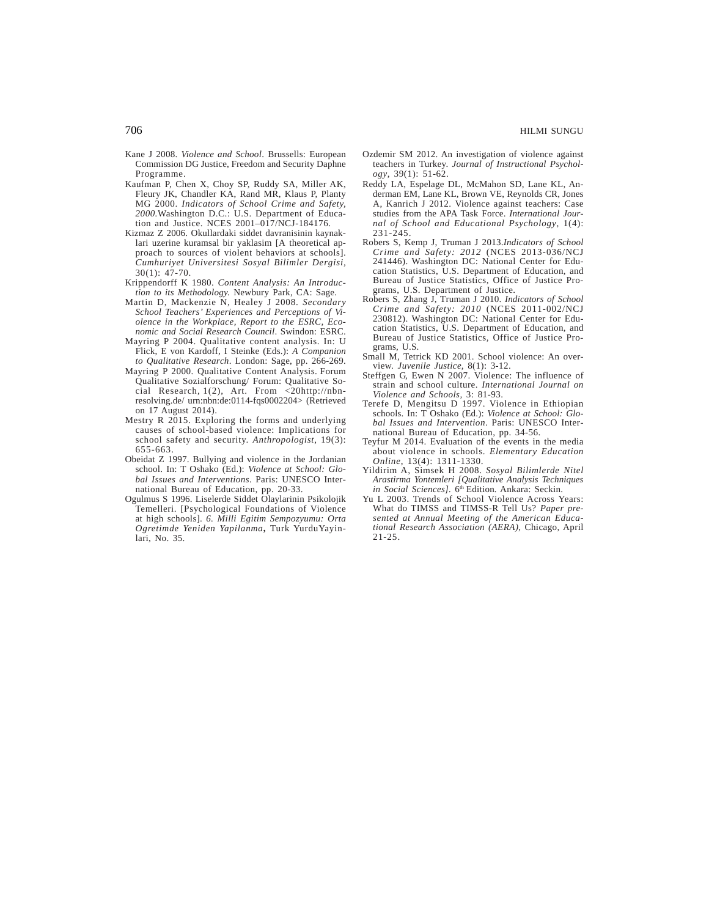Kane J 2008. *Violence and School*. Brussells: European Commission DG Justice, Freedom and Security Daphne Programme.

Kaufman P, Chen X, Choy SP, Ruddy SA, Miller AK, Fleury JK, Chandler KA, Rand MR, Klaus P, Planty MG 2000. *Indicators of School Crime and Safety, 2000.*Washington D.C.: U.S. Department of Education and Justice. NCES 2001–017/NCJ-184176.

Kizmaz Z 2006. Okullardaki siddet davranisinin kaynaklari uzerine kuramsal bir yaklasim [A theoretical approach to sources of violent behaviors at schools]. *Cumhuriyet Universitesi Sosyal Bilimler Dergisi*, 30(1): 47-70.

Krippendorff K 1980. *Content Analysis: An Introduction to its Methodology.* Newbury Park, CA: Sage.

Martin D, Mackenzie N, Healey J 2008. *Secondary School Teachers' Experiences and Perceptions of Violence in the Workplace, Report to the ESRC, Economic and Social Research Council*. Swindon: ESRC.

Mayring P 2004. Qualitative content analysis. In: U Flick, E von Kardoff, I Steinke (Eds.): *A Companion to Qualitative Research*. London: Sage, pp. 266-269.

Mayring P 2000. Qualitative Content Analysis. Forum Qualitative Sozialforschung/ Forum: Qualitative Social Research, 1(2), Art. From <20http://nbn-resolving.de/ urn:nbn:de:0114-fqs0002204> (Retrieved on 17 August 2014).

Mestry R 2015. Exploring the forms and underlying causes of school-based violence: Implications for school safety and security. *Anthropologist*, 19(3): 655-663.

Obeidat Z 1997. Bullying and violence in the Jordanian school. In: T Oshako (Ed.): *Violence at School: Global Issues and Interventions*. Paris: UNESCO International Bureau of Education, pp. 20-33.

Ogulmus S 1996. Liselerde Siddet Olaylarinin Psikolojik Temelleri. [Psychological Foundations of Violence at high schools]. *6. Milli Egitim Sempozyumu: Orta Ogretimde Yeniden Yapilanma***,** Turk YurduYayinlari, No. 35.

Ozdemir SM 2012. An investigation of violence against teachers in Turkey. *Journal of Instructional Psychology*, 39(1): 51-62.

Reddy LA, Espelage DL, McMahon SD, Lane KL, Anderman EM, Lane KL, Brown VE, Reynolds CR, Jones A, Kanrich J 2012. Violence against teachers: Case studies from the APA Task Force. *International Journal of School and Educational Psychology*, 1(4): 231-245.

Robers S, Kemp J, Truman J 2013.*Indicators of School Crime and Safety: 2012* (NCES 2013-036/NCJ 241446). Washington DC: National Center for Education Statistics, U.S. Department of Education, and Bureau of Justice Statistics, Office of Justice Programs, U.S. Department of Justice.

Robers S, Zhang J, Truman J 2010. *Indicators of School Crime and Safety: 2010* (NCES 2011-002/NCJ 230812). Washington DC: National Center for Education Statistics, U.S. Department of Education, and Bureau of Justice Statistics, Office of Justice Programs, U.S.

Small M, Tetrick KD 2001. School violence: An overview. *Juvenile Justice*, 8(1): 3-12.

Steffgen G, Ewen N 2007. Violence: The influence of strain and school culture. *International Journal on Violence and Schools*, 3: 81-93.

Terefe D, Mengitsu D 1997. Violence in Ethiopian schools. In: T Oshako (Ed.): *Violence at School: Global Issues and Intervention*. Paris: UNESCO International Bureau of Education, pp. 34-56.

Teyfur M 2014. Evaluation of the events in the media about violence in schools. *Elementary Education Online*, 13(4): 1311-1330.

Yildirim A, Simsek H 2008. *Sosyal Bilimlerde Nitel Arastirma Yontemleri [Qualitative Analysis Techniques in Social Sciences].* 6th Edition. Ankara: Seckin.

Yu L 2003. Trends of School Violence Across Years: What do TIMSS and TIMSS-R Tell Us? *Paper presented at Annual Meeting of the American Educational Research Association (AERA)*, Chicago, April 21-25.